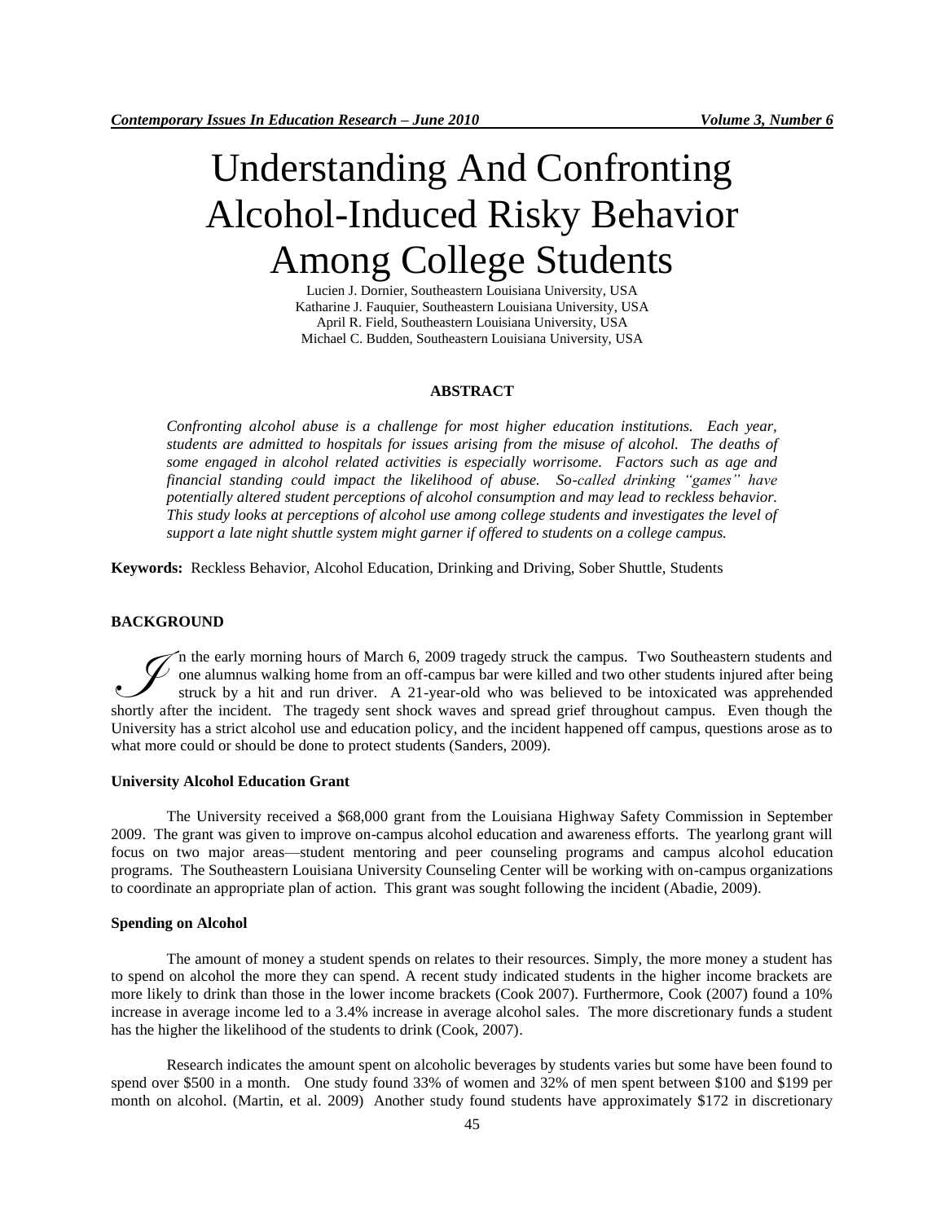# Understanding And Confronting Alcohol-Induced Risky Behavior Among College Students

Lucien J. Dornier, Southeastern Louisiana University, USA
Katharine J. Fauquier, Southeastern Louisiana University, USA
April R. Field, Southeastern Louisiana University, USA
Michael C. Budden, Southeastern Louisiana University, USA

## ABSTRACT

*Confronting alcohol abuse is a challenge for most higher education institutions. Each year, students are admitted to hospitals for issues arising from the misuse of alcohol. The deaths of some engaged in alcohol related activities is especially worrisome. Factors such as age and financial standing could impact the likelihood of abuse. So-called drinking "games" have potentially altered student perceptions of alcohol consumption and may lead to reckless behavior. This study looks at perceptions of alcohol use among college students and investigates the level of support a late night shuttle system might garner if offered to students on a college campus.*

**Keywords:** Reckless Behavior, Alcohol Education, Drinking and Driving, Sober Shuttle, Students

## BACKGROUND

In the early morning hours of March 6, 2009 tragedy struck the campus. Two Southeastern students and one alumnus walking home from an off-campus bar were killed and two other students injured after being struck by a hit and run driver. A 21-year-old who was believed to be intoxicated was apprehended shortly after the incident. The tragedy sent shock waves and spread grief throughout campus. Even though the University has a strict alcohol use and education policy, and the incident happened off campus, questions arose as to what more could or should be done to protect students (Sanders, 2009).

### University Alcohol Education Grant

The University received a $68,000 grant from the Louisiana Highway Safety Commission in September 2009. The grant was given to improve on-campus alcohol education and awareness efforts. The yearlong grant will focus on two major areas—student mentoring and peer counseling programs and campus alcohol education programs. The Southeastern Louisiana University Counseling Center will be working with on-campus organizations to coordinate an appropriate plan of action. This grant was sought following the incident (Abadie, 2009).

### Spending on Alcohol

The amount of money a student spends on relates to their resources. Simply, the more money a student has to spend on alcohol the more they can spend. A recent study indicated students in the higher income brackets are more likely to drink than those in the lower income brackets (Cook 2007). Furthermore, Cook (2007) found a 10% increase in average income led to a 3.4% increase in average alcohol sales. The more discretionary funds a student has the higher the likelihood of the students to drink (Cook, 2007).

Research indicates the amount spent on alcoholic beverages by students varies but some have been found to spend over $500 in a month. One study found 33% of women and 32% of men spent between $100 and $199 per month on alcohol. (Martin, et al. 2009) Another study found students have approximately $172 in discretionary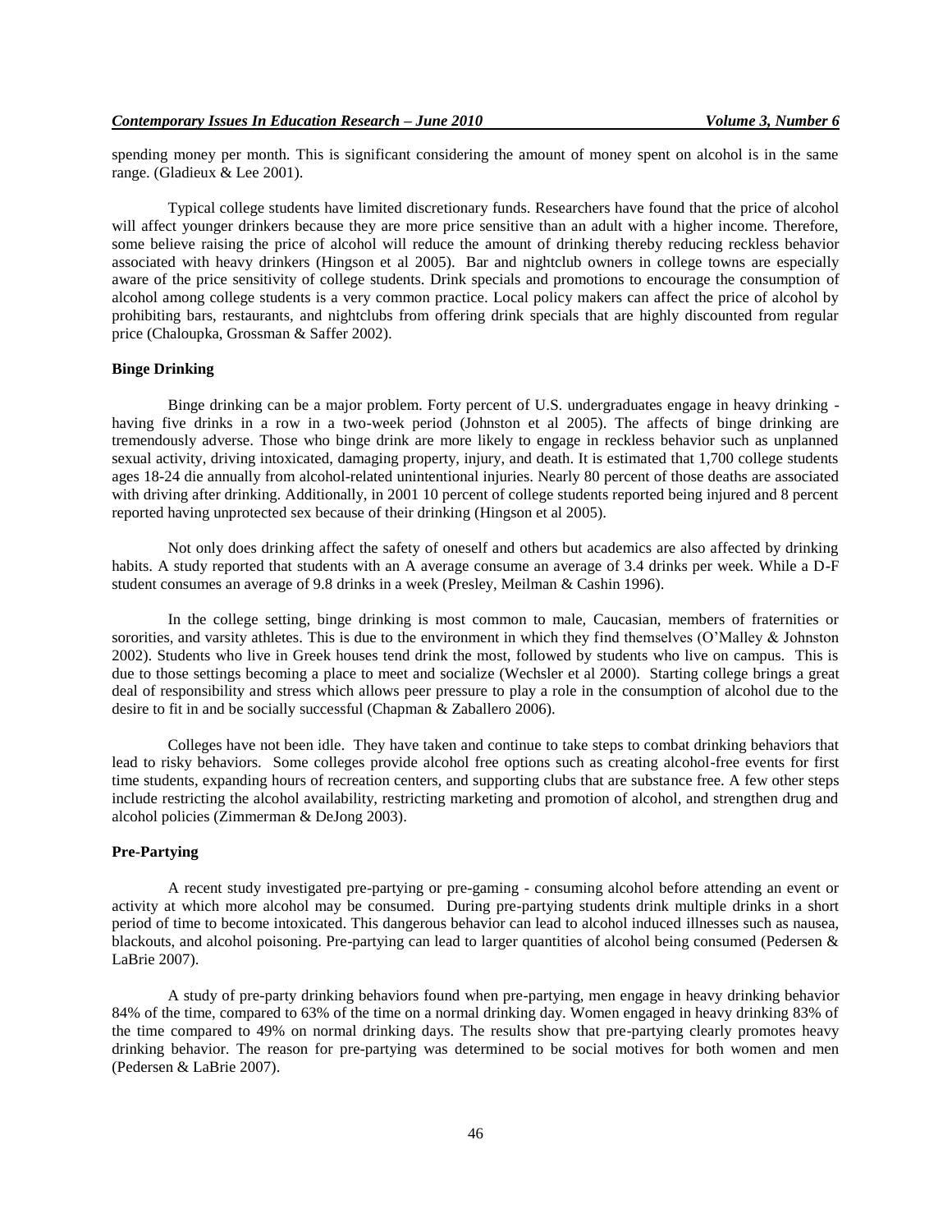spending money per month. This is significant considering the amount of money spent on alcohol is in the same range. (Gladieux & Lee 2001).

Typical college students have limited discretionary funds. Researchers have found that the price of alcohol will affect younger drinkers because they are more price sensitive than an adult with a higher income. Therefore, some believe raising the price of alcohol will reduce the amount of drinking thereby reducing reckless behavior associated with heavy drinkers (Hingson et al 2005). Bar and nightclub owners in college towns are especially aware of the price sensitivity of college students. Drink specials and promotions to encourage the consumption of alcohol among college students is a very common practice. Local policy makers can affect the price of alcohol by prohibiting bars, restaurants, and nightclubs from offering drink specials that are highly discounted from regular price (Chaloupka, Grossman & Saffer 2002).

### Binge Drinking

Binge drinking can be a major problem. Forty percent of U.S. undergraduates engage in heavy drinking - having five drinks in a row in a two-week period (Johnston et al 2005). The affects of binge drinking are tremendously adverse. Those who binge drink are more likely to engage in reckless behavior such as unplanned sexual activity, driving intoxicated, damaging property, injury, and death. It is estimated that 1,700 college students ages 18-24 die annually from alcohol-related unintentional injuries. Nearly 80 percent of those deaths are associated with driving after drinking. Additionally, in 2001 10 percent of college students reported being injured and 8 percent reported having unprotected sex because of their drinking (Hingson et al 2005).

Not only does drinking affect the safety of oneself and others but academics are also affected by drinking habits. A study reported that students with an A average consume an average of 3.4 drinks per week. While a D-F student consumes an average of 9.8 drinks in a week (Presley, Meilman & Cashin 1996).

In the college setting, binge drinking is most common to male, Caucasian, members of fraternities or sororities, and varsity athletes. This is due to the environment in which they find themselves (O'Malley & Johnston 2002). Students who live in Greek houses tend drink the most, followed by students who live on campus. This is due to those settings becoming a place to meet and socialize (Wechsler et al 2000). Starting college brings a great deal of responsibility and stress which allows peer pressure to play a role in the consumption of alcohol due to the desire to fit in and be socially successful (Chapman & Zaballero 2006).

Colleges have not been idle. They have taken and continue to take steps to combat drinking behaviors that lead to risky behaviors. Some colleges provide alcohol free options such as creating alcohol-free events for first time students, expanding hours of recreation centers, and supporting clubs that are substance free. A few other steps include restricting the alcohol availability, restricting marketing and promotion of alcohol, and strengthen drug and alcohol policies (Zimmerman & DeJong 2003).

### Pre-Partying

A recent study investigated pre-partying or pre-gaming - consuming alcohol before attending an event or activity at which more alcohol may be consumed. During pre-partying students drink multiple drinks in a short period of time to become intoxicated. This dangerous behavior can lead to alcohol induced illnesses such as nausea, blackouts, and alcohol poisoning. Pre-partying can lead to larger quantities of alcohol being consumed (Pedersen & LaBrie 2007).

A study of pre-party drinking behaviors found when pre-partying, men engage in heavy drinking behavior 84% of the time, compared to 63% of the time on a normal drinking day. Women engaged in heavy drinking 83% of the time compared to 49% on normal drinking days. The results show that pre-partying clearly promotes heavy drinking behavior. The reason for pre-partying was determined to be social motives for both women and men (Pedersen & LaBrie 2007).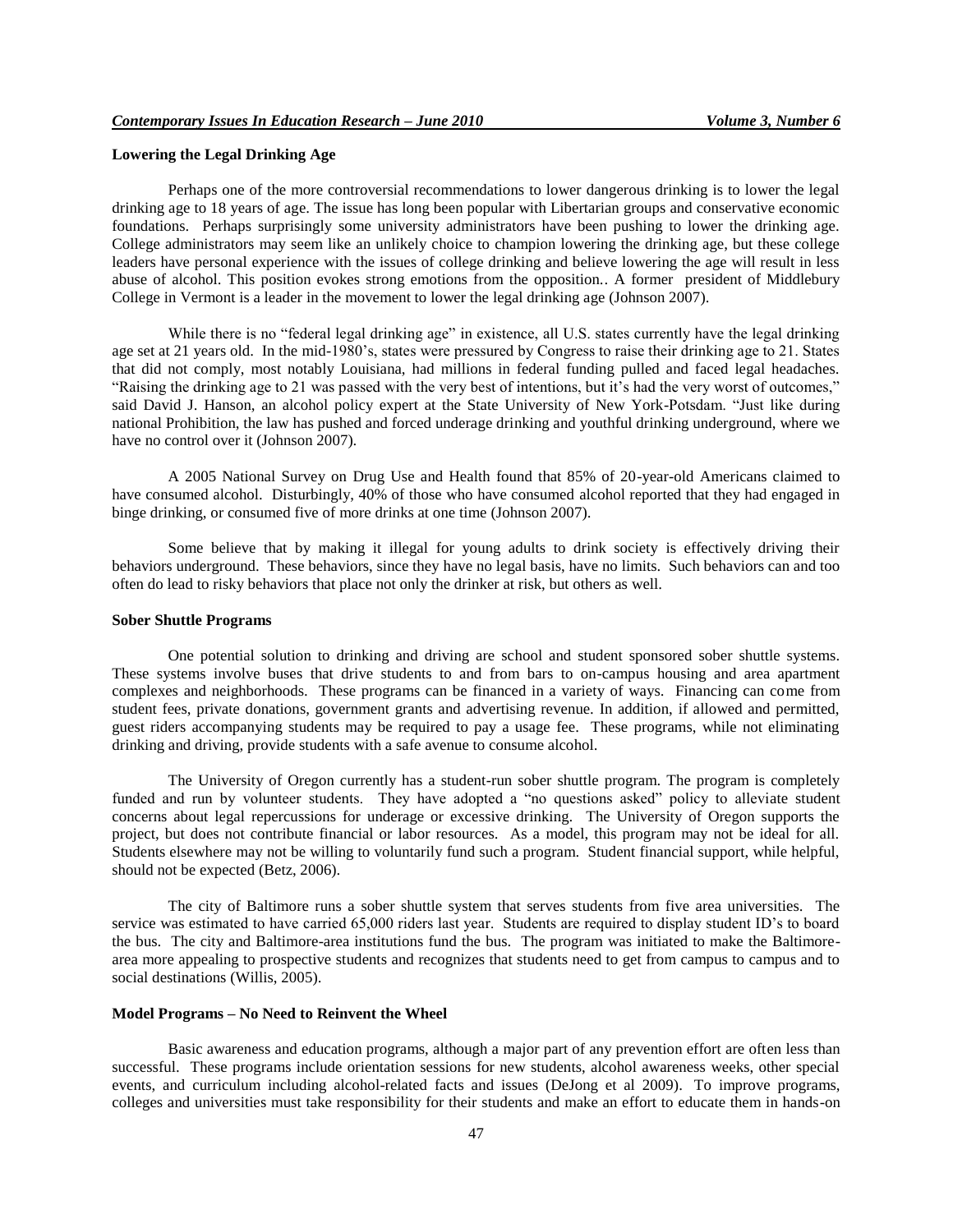### Lowering the Legal Drinking Age

Perhaps one of the more controversial recommendations to lower dangerous drinking is to lower the legal drinking age to 18 years of age. The issue has long been popular with Libertarian groups and conservative economic foundations. Perhaps surprisingly some university administrators have been pushing to lower the drinking age. College administrators may seem like an unlikely choice to champion lowering the drinking age, but these college leaders have personal experience with the issues of college drinking and believe lowering the age will result in less abuse of alcohol. This position evokes strong emotions from the opposition.. A former president of Middlebury College in Vermont is a leader in the movement to lower the legal drinking age (Johnson 2007).

While there is no "federal legal drinking age" in existence, all U.S. states currently have the legal drinking age set at 21 years old. In the mid-1980's, states were pressured by Congress to raise their drinking age to 21. States that did not comply, most notably Louisiana, had millions in federal funding pulled and faced legal headaches. "Raising the drinking age to 21 was passed with the very best of intentions, but it's had the very worst of outcomes," said David J. Hanson, an alcohol policy expert at the State University of New York-Potsdam. "Just like during national Prohibition, the law has pushed and forced underage drinking and youthful drinking underground, where we have no control over it (Johnson 2007).

A 2005 National Survey on Drug Use and Health found that 85% of 20-year-old Americans claimed to have consumed alcohol. Disturbingly, 40% of those who have consumed alcohol reported that they had engaged in binge drinking, or consumed five of more drinks at one time (Johnson 2007).

Some believe that by making it illegal for young adults to drink society is effectively driving their behaviors underground. These behaviors, since they have no legal basis, have no limits. Such behaviors can and too often do lead to risky behaviors that place not only the drinker at risk, but others as well.

### Sober Shuttle Programs

One potential solution to drinking and driving are school and student sponsored sober shuttle systems. These systems involve buses that drive students to and from bars to on-campus housing and area apartment complexes and neighborhoods. These programs can be financed in a variety of ways. Financing can come from student fees, private donations, government grants and advertising revenue. In addition, if allowed and permitted, guest riders accompanying students may be required to pay a usage fee. These programs, while not eliminating drinking and driving, provide students with a safe avenue to consume alcohol.

The University of Oregon currently has a student-run sober shuttle program. The program is completely funded and run by volunteer students. They have adopted a "no questions asked" policy to alleviate student concerns about legal repercussions for underage or excessive drinking. The University of Oregon supports the project, but does not contribute financial or labor resources. As a model, this program may not be ideal for all. Students elsewhere may not be willing to voluntarily fund such a program. Student financial support, while helpful, should not be expected (Betz, 2006).

The city of Baltimore runs a sober shuttle system that serves students from five area universities. The service was estimated to have carried 65,000 riders last year. Students are required to display student ID's to board the bus. The city and Baltimore-area institutions fund the bus. The program was initiated to make the Baltimore-area more appealing to prospective students and recognizes that students need to get from campus to campus and to social destinations (Willis, 2005).

### Model Programs – No Need to Reinvent the Wheel

Basic awareness and education programs, although a major part of any prevention effort are often less than successful. These programs include orientation sessions for new students, alcohol awareness weeks, other special events, and curriculum including alcohol-related facts and issues (DeJong et al 2009). To improve programs, colleges and universities must take responsibility for their students and make an effort to educate them in hands-on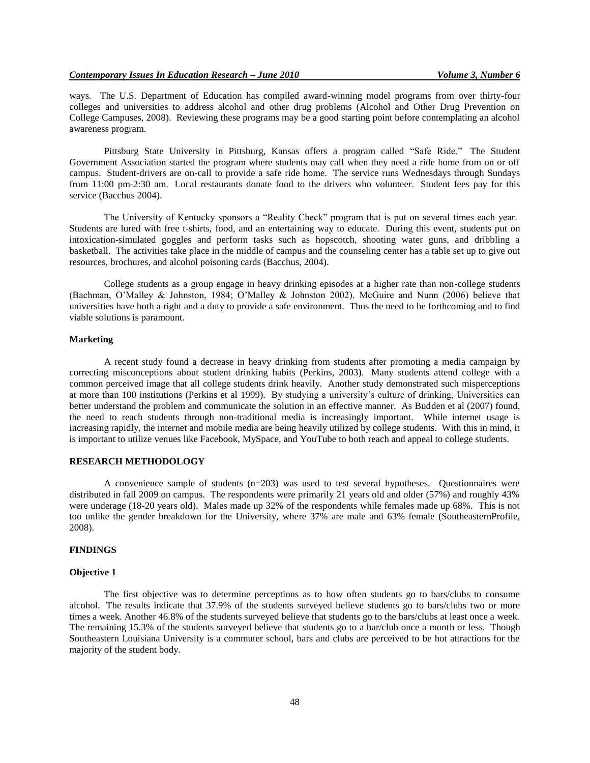ways. The U.S. Department of Education has compiled award-winning model programs from over thirty-four colleges and universities to address alcohol and other drug problems (Alcohol and Other Drug Prevention on College Campuses, 2008). Reviewing these programs may be a good starting point before contemplating an alcohol awareness program.

Pittsburg State University in Pittsburg, Kansas offers a program called "Safe Ride." The Student Government Association started the program where students may call when they need a ride home from on or off campus. Student-drivers are on-call to provide a safe ride home. The service runs Wednesdays through Sundays from 11:00 pm-2:30 am. Local restaurants donate food to the drivers who volunteer. Student fees pay for this service (Bacchus 2004).

The University of Kentucky sponsors a "Reality Check" program that is put on several times each year. Students are lured with free t-shirts, food, and an entertaining way to educate. During this event, students put on intoxication-simulated goggles and perform tasks such as hopscotch, shooting water guns, and dribbling a basketball. The activities take place in the middle of campus and the counseling center has a table set up to give out resources, brochures, and alcohol poisoning cards (Bacchus, 2004).

College students as a group engage in heavy drinking episodes at a higher rate than non-college students (Bachman, O'Malley & Johnston, 1984; O'Malley & Johnston 2002). McGuire and Nunn (2006) believe that universities have both a right and a duty to provide a safe environment. Thus the need to be forthcoming and to find viable solutions is paramount.

### Marketing

A recent study found a decrease in heavy drinking from students after promoting a media campaign by correcting misconceptions about student drinking habits (Perkins, 2003). Many students attend college with a common perceived image that all college students drink heavily. Another study demonstrated such misperceptions at more than 100 institutions (Perkins et al 1999). By studying a university's culture of drinking, Universities can better understand the problem and communicate the solution in an effective manner. As Budden et al (2007) found, the need to reach students through non-traditional media is increasingly important. While internet usage is increasing rapidly, the internet and mobile media are being heavily utilized by college students. With this in mind, it is important to utilize venues like Facebook, MySpace, and YouTube to both reach and appeal to college students.

## RESEARCH METHODOLOGY

A convenience sample of students (n=203) was used to test several hypotheses. Questionnaires were distributed in fall 2009 on campus. The respondents were primarily 21 years old and older (57%) and roughly 43% were underage (18-20 years old). Males made up 32% of the respondents while females made up 68%. This is not too unlike the gender breakdown for the University, where 37% are male and 63% female (SoutheasternProfile, 2008).

## FINDINGS

### Objective 1

The first objective was to determine perceptions as to how often students go to bars/clubs to consume alcohol. The results indicate that 37.9% of the students surveyed believe students go to bars/clubs two or more times a week. Another 46.8% of the students surveyed believe that students go to the bars/clubs at least once a week. The remaining 15.3% of the students surveyed believe that students go to a bar/club once a month or less. Though Southeastern Louisiana University is a commuter school, bars and clubs are perceived to be hot attractions for the majority of the student body.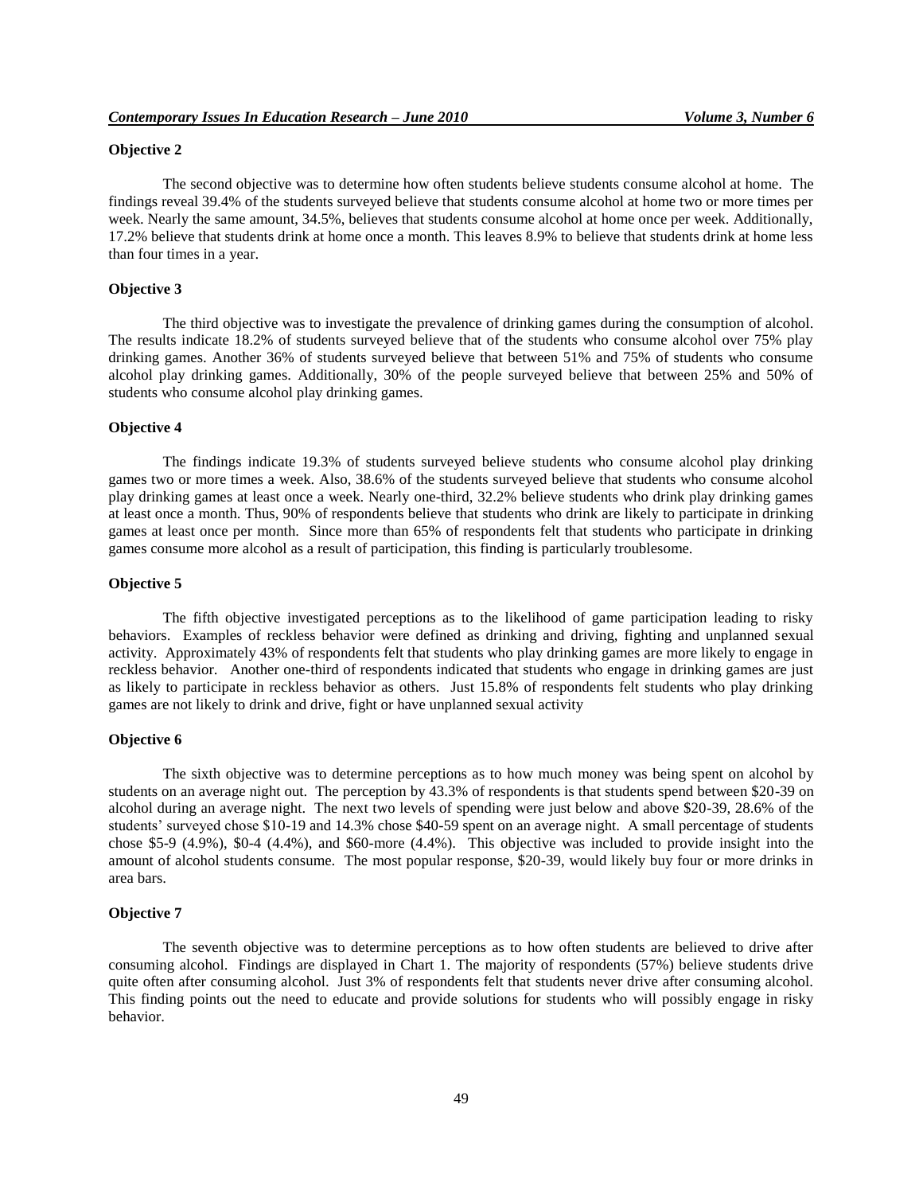### Objective 2

The second objective was to determine how often students believe students consume alcohol at home. The findings reveal 39.4% of the students surveyed believe that students consume alcohol at home two or more times per week. Nearly the same amount, 34.5%, believes that students consume alcohol at home once per week. Additionally, 17.2% believe that students drink at home once a month. This leaves 8.9% to believe that students drink at home less than four times in a year.

### Objective 3

The third objective was to investigate the prevalence of drinking games during the consumption of alcohol. The results indicate 18.2% of students surveyed believe that of the students who consume alcohol over 75% play drinking games. Another 36% of students surveyed believe that between 51% and 75% of students who consume alcohol play drinking games. Additionally, 30% of the people surveyed believe that between 25% and 50% of students who consume alcohol play drinking games.

### Objective 4

The findings indicate 19.3% of students surveyed believe students who consume alcohol play drinking games two or more times a week. Also, 38.6% of the students surveyed believe that students who consume alcohol play drinking games at least once a week. Nearly one-third, 32.2% believe students who drink play drinking games at least once a month. Thus, 90% of respondents believe that students who drink are likely to participate in drinking games at least once per month. Since more than 65% of respondents felt that students who participate in drinking games consume more alcohol as a result of participation, this finding is particularly troublesome.

### Objective 5

The fifth objective investigated perceptions as to the likelihood of game participation leading to risky behaviors. Examples of reckless behavior were defined as drinking and driving, fighting and unplanned sexual activity. Approximately 43% of respondents felt that students who play drinking games are more likely to engage in reckless behavior. Another one-third of respondents indicated that students who engage in drinking games are just as likely to participate in reckless behavior as others. Just 15.8% of respondents felt students who play drinking games are not likely to drink and drive, fight or have unplanned sexual activity

### Objective 6

The sixth objective was to determine perceptions as to how much money was being spent on alcohol by students on an average night out. The perception by 43.3% of respondents is that students spend between $20-39 on alcohol during an average night. The next two levels of spending were just below and above $20-39, 28.6% of the students' surveyed chose $10-19 and 14.3% chose $40-59 spent on an average night. A small percentage of students chose $5-9 (4.9%), $0-4 (4.4%), and $60-more (4.4%). This objective was included to provide insight into the amount of alcohol students consume. The most popular response, $20-39, would likely buy four or more drinks in area bars.

### Objective 7

The seventh objective was to determine perceptions as to how often students are believed to drive after consuming alcohol. Findings are displayed in Chart 1. The majority of respondents (57%) believe students drive quite often after consuming alcohol. Just 3% of respondents felt that students never drive after consuming alcohol. This finding points out the need to educate and provide solutions for students who will possibly engage in risky behavior.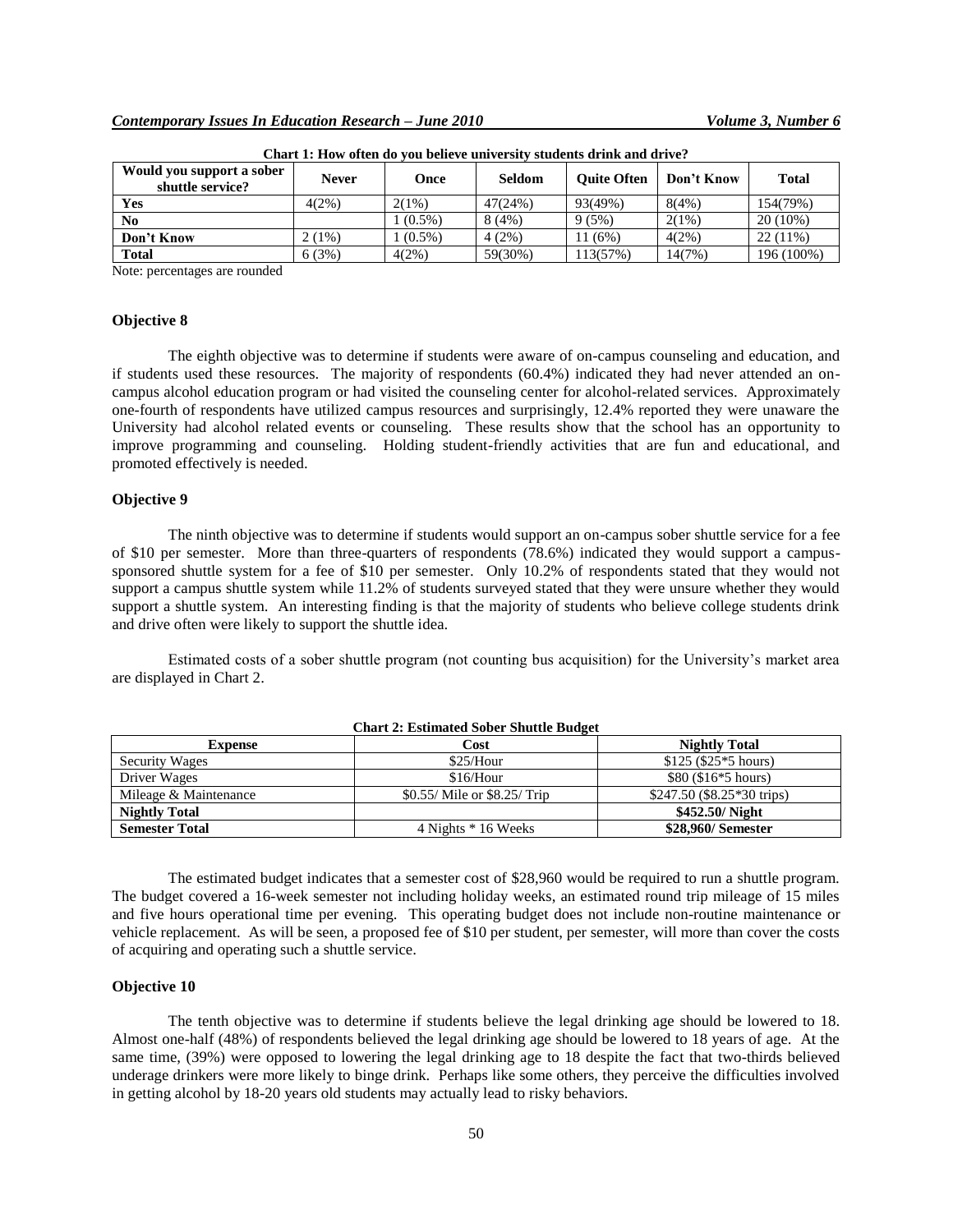**Chart 1: How often do you believe university students drink and drive?**

| Would you support a sober shuttle service? | Never | Once | Seldom | Quite Often | Don't Know | Total |
|---|---|---|---|---|---|---|
| **Yes** | 4(2%) | 2(1%) | 47(24%) | 93(49%) | 8(4%) | 154(79%) |
| **No** | | 1 (0.5%) | 8 (4%) | 9 (5%) | 2(1%) | 20 (10%) |
| **Don't Know** | 2 (1%) | 1 (0.5%) | 4 (2%) | 11 (6%) | 4(2%) | 22 (11%) |
| **Total** | 6 (3%) | 4(2%) | 59(30%) | 113(57%) | 14(7%) | 196 (100%) |

Note: percentages are rounded

### Objective 8

The eighth objective was to determine if students were aware of on-campus counseling and education, and if students used these resources. The majority of respondents (60.4%) indicated they had never attended an on-campus alcohol education program or had visited the counseling center for alcohol-related services. Approximately one-fourth of respondents have utilized campus resources and surprisingly, 12.4% reported they were unaware the University had alcohol related events or counseling. These results show that the school has an opportunity to improve programming and counseling. Holding student-friendly activities that are fun and educational, and promoted effectively is needed.

### Objective 9

The ninth objective was to determine if students would support an on-campus sober shuttle service for a fee of $10 per semester. More than three-quarters of respondents (78.6%) indicated they would support a campus-sponsored shuttle system for a fee of $10 per semester. Only 10.2% of respondents stated that they would not support a campus shuttle system while 11.2% of students surveyed stated that they were unsure whether they would support a shuttle system. An interesting finding is that the majority of students who believe college students drink and drive often were likely to support the shuttle idea.

Estimated costs of a sober shuttle program (not counting bus acquisition) for the University's market area are displayed in Chart 2.

**Chart 2: Estimated Sober Shuttle Budget**

| Expense | Cost | Nightly Total |
|---|---|---|
| Security Wages | $25/Hour | $125 ($25*5 hours) |
| Driver Wages | $16/Hour | $80 ($16*5 hours) |
| Mileage & Maintenance | $0.55/ Mile or $8.25/ Trip | $247.50 ($8.25*30 trips) |
| **Nightly Total** | | **$452.50/ Night** |
| **Semester Total** | 4 Nights * 16 Weeks | **$28,960/ Semester** |

The estimated budget indicates that a semester cost of $28,960 would be required to run a shuttle program. The budget covered a 16-week semester not including holiday weeks, an estimated round trip mileage of 15 miles and five hours operational time per evening. This operating budget does not include non-routine maintenance or vehicle replacement. As will be seen, a proposed fee of $10 per student, per semester, will more than cover the costs of acquiring and operating such a shuttle service.

### Objective 10

The tenth objective was to determine if students believe the legal drinking age should be lowered to 18. Almost one-half (48%) of respondents believed the legal drinking age should be lowered to 18 years of age. At the same time, (39%) were opposed to lowering the legal drinking age to 18 despite the fact that two-thirds believed underage drinkers were more likely to binge drink. Perhaps like some others, they perceive the difficulties involved in getting alcohol by 18-20 years old students may actually lead to risky behaviors.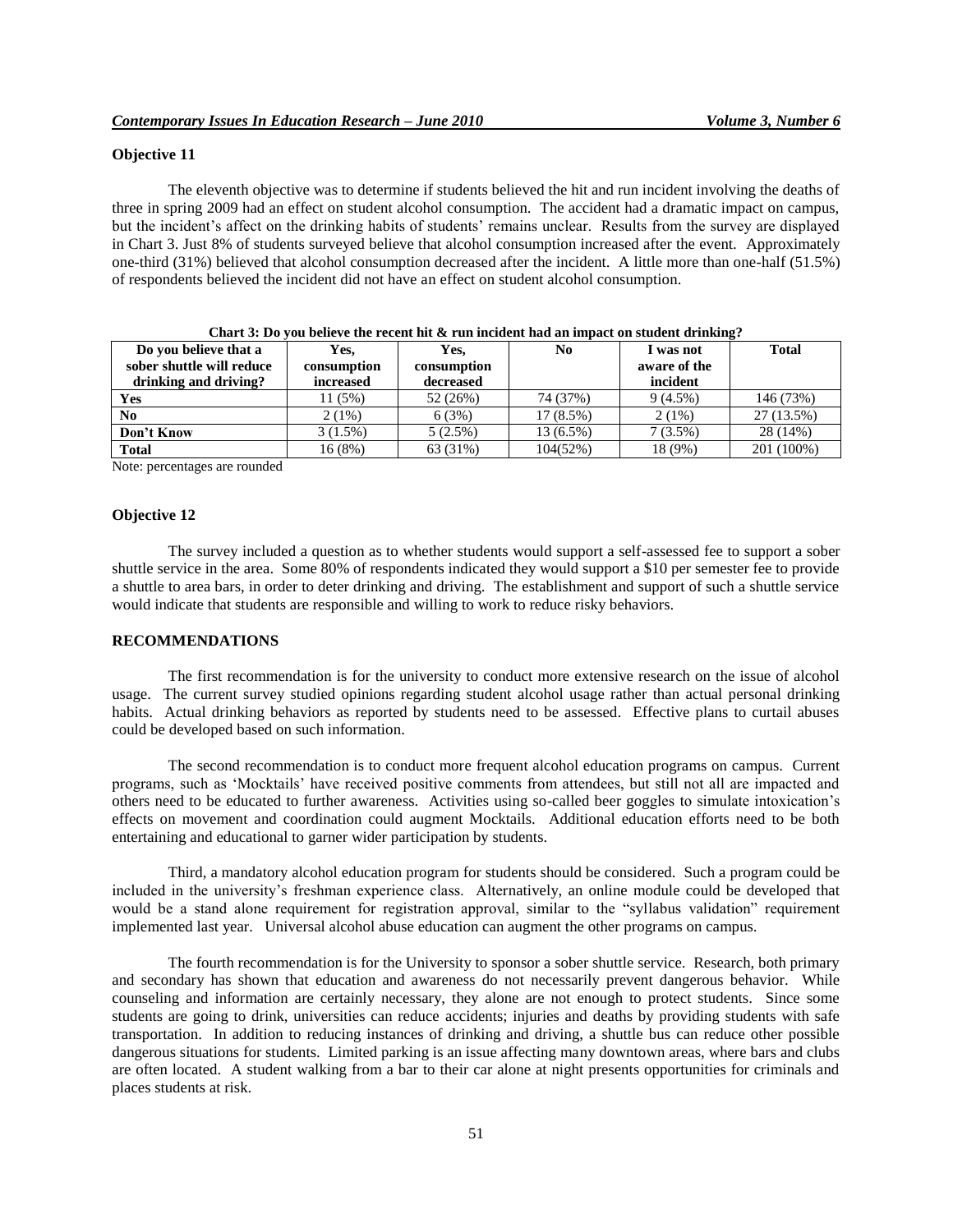### Objective 11

The eleventh objective was to determine if students believed the hit and run incident involving the deaths of three in spring 2009 had an effect on student alcohol consumption. The accident had a dramatic impact on campus, but the incident's affect on the drinking habits of students' remains unclear. Results from the survey are displayed in Chart 3. Just 8% of students surveyed believe that alcohol consumption increased after the event. Approximately one-third (31%) believed that alcohol consumption decreased after the incident. A little more than one-half (51.5%) of respondents believed the incident did not have an effect on student alcohol consumption.

**Chart 3: Do you believe the recent hit & run incident had an impact on student drinking?**

| Do you believe that a sober shuttle will reduce drinking and driving? | Yes, consumption increased | Yes, consumption decreased | No | I was not aware of the incident | Total |
|---|---|---|---|---|---|
| **Yes** | 11 (5%) | 52 (26%) | 74 (37%) | 9 (4.5%) | 146 (73%) |
| **No** | 2 (1%) | 6 (3%) | 17 (8.5%) | 2 (1%) | 27 (13.5%) |
| **Don't Know** | 3 (1.5%) | 5 (2.5%) | 13 (6.5%) | 7 (3.5%) | 28 (14%) |
| **Total** | 16 (8%) | 63 (31%) | 104(52%) | 18 (9%) | 201 (100%) |

Note: percentages are rounded

### Objective 12

The survey included a question as to whether students would support a self-assessed fee to support a sober shuttle service in the area. Some 80% of respondents indicated they would support a $10 per semester fee to provide a shuttle to area bars, in order to deter drinking and driving. The establishment and support of such a shuttle service would indicate that students are responsible and willing to work to reduce risky behaviors.

## RECOMMENDATIONS

The first recommendation is for the university to conduct more extensive research on the issue of alcohol usage. The current survey studied opinions regarding student alcohol usage rather than actual personal drinking habits. Actual drinking behaviors as reported by students need to be assessed. Effective plans to curtail abuses could be developed based on such information.

The second recommendation is to conduct more frequent alcohol education programs on campus. Current programs, such as 'Mocktails' have received positive comments from attendees, but still not all are impacted and others need to be educated to further awareness. Activities using so-called beer goggles to simulate intoxication's effects on movement and coordination could augment Mocktails. Additional education efforts need to be both entertaining and educational to garner wider participation by students.

Third, a mandatory alcohol education program for students should be considered. Such a program could be included in the university's freshman experience class. Alternatively, an online module could be developed that would be a stand alone requirement for registration approval, similar to the "syllabus validation" requirement implemented last year. Universal alcohol abuse education can augment the other programs on campus.

The fourth recommendation is for the University to sponsor a sober shuttle service. Research, both primary and secondary has shown that education and awareness do not necessarily prevent dangerous behavior. While counseling and information are certainly necessary, they alone are not enough to protect students. Since some students are going to drink, universities can reduce accidents; injuries and deaths by providing students with safe transportation. In addition to reducing instances of drinking and driving, a shuttle bus can reduce other possible dangerous situations for students. Limited parking is an issue affecting many downtown areas, where bars and clubs are often located. A student walking from a bar to their car alone at night presents opportunities for criminals and places students at risk.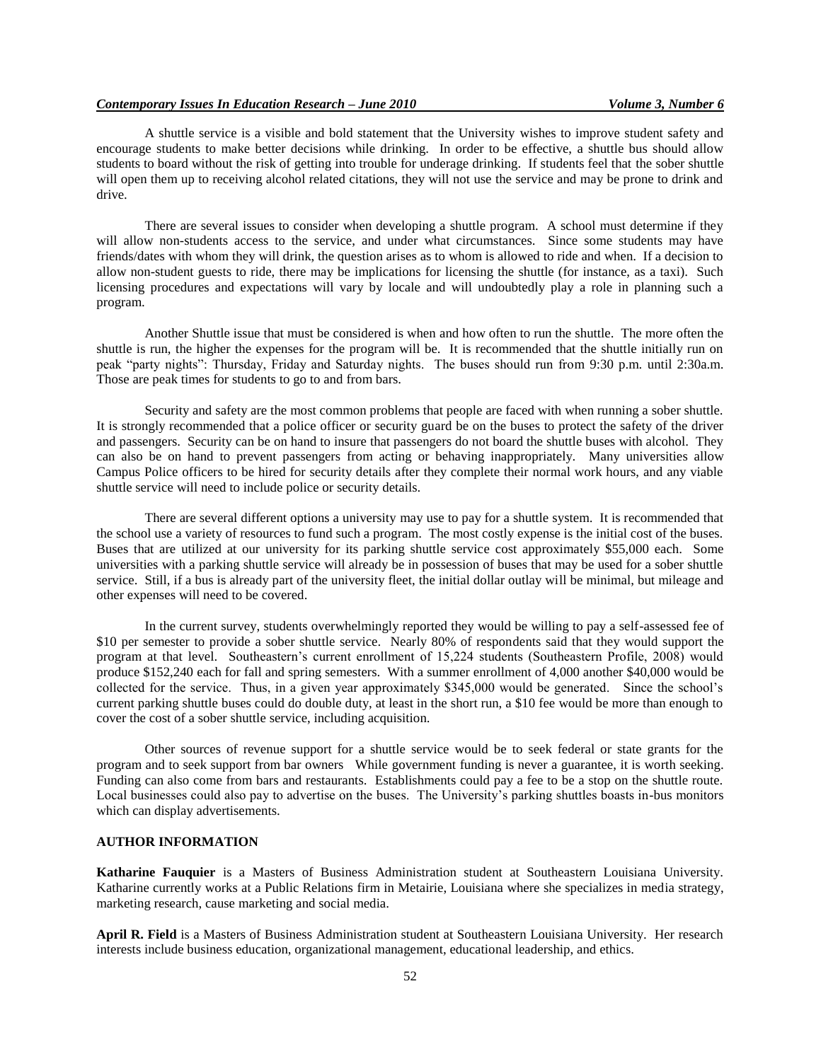A shuttle service is a visible and bold statement that the University wishes to improve student safety and encourage students to make better decisions while drinking. In order to be effective, a shuttle bus should allow students to board without the risk of getting into trouble for underage drinking. If students feel that the sober shuttle will open them up to receiving alcohol related citations, they will not use the service and may be prone to drink and drive.

There are several issues to consider when developing a shuttle program. A school must determine if they will allow non-students access to the service, and under what circumstances. Since some students may have friends/dates with whom they will drink, the question arises as to whom is allowed to ride and when. If a decision to allow non-student guests to ride, there may be implications for licensing the shuttle (for instance, as a taxi). Such licensing procedures and expectations will vary by locale and will undoubtedly play a role in planning such a program.

Another Shuttle issue that must be considered is when and how often to run the shuttle. The more often the shuttle is run, the higher the expenses for the program will be. It is recommended that the shuttle initially run on peak "party nights": Thursday, Friday and Saturday nights. The buses should run from 9:30 p.m. until 2:30a.m. Those are peak times for students to go to and from bars.

Security and safety are the most common problems that people are faced with when running a sober shuttle. It is strongly recommended that a police officer or security guard be on the buses to protect the safety of the driver and passengers. Security can be on hand to insure that passengers do not board the shuttle buses with alcohol. They can also be on hand to prevent passengers from acting or behaving inappropriately. Many universities allow Campus Police officers to be hired for security details after they complete their normal work hours, and any viable shuttle service will need to include police or security details.

There are several different options a university may use to pay for a shuttle system. It is recommended that the school use a variety of resources to fund such a program. The most costly expense is the initial cost of the buses. Buses that are utilized at our university for its parking shuttle service cost approximately $55,000 each. Some universities with a parking shuttle service will already be in possession of buses that may be used for a sober shuttle service. Still, if a bus is already part of the university fleet, the initial dollar outlay will be minimal, but mileage and other expenses will need to be covered.

In the current survey, students overwhelmingly reported they would be willing to pay a self-assessed fee of $10 per semester to provide a sober shuttle service. Nearly 80% of respondents said that they would support the program at that level. Southeastern's current enrollment of 15,224 students (Southeastern Profile, 2008) would produce $152,240 each for fall and spring semesters. With a summer enrollment of 4,000 another $40,000 would be collected for the service. Thus, in a given year approximately $345,000 would be generated. Since the school's current parking shuttle buses could do double duty, at least in the short run, a $10 fee would be more than enough to cover the cost of a sober shuttle service, including acquisition.

Other sources of revenue support for a shuttle service would be to seek federal or state grants for the program and to seek support from bar owners While government funding is never a guarantee, it is worth seeking. Funding can also come from bars and restaurants. Establishments could pay a fee to be a stop on the shuttle route. Local businesses could also pay to advertise on the buses. The University's parking shuttles boasts in-bus monitors which can display advertisements.

## AUTHOR INFORMATION

**Katharine Fauquier** is a Masters of Business Administration student at Southeastern Louisiana University. Katharine currently works at a Public Relations firm in Metairie, Louisiana where she specializes in media strategy, marketing research, cause marketing and social media.

**April R. Field** is a Masters of Business Administration student at Southeastern Louisiana University. Her research interests include business education, organizational management, educational leadership, and ethics.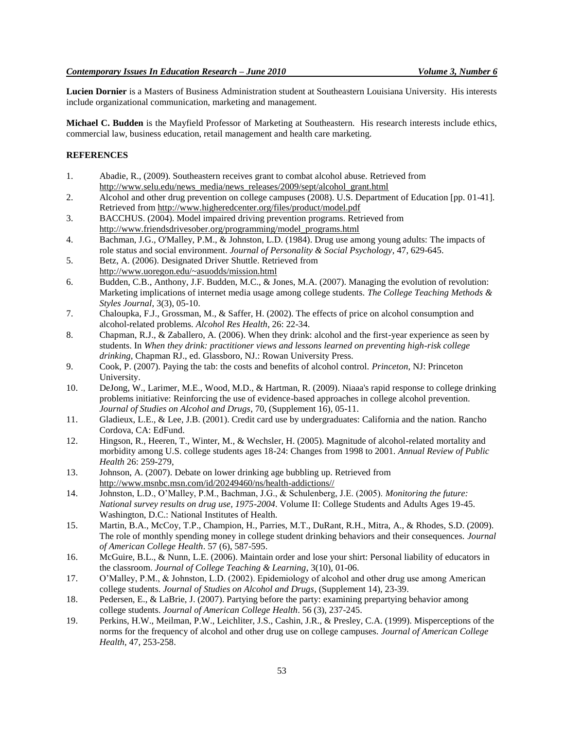**Lucien Dornier** is a Masters of Business Administration student at Southeastern Louisiana University. His interests include organizational communication, marketing and management.

**Michael C. Budden** is the Mayfield Professor of Marketing at Southeastern. His research interests include ethics, commercial law, business education, retail management and health care marketing.

## REFERENCES

1. Abadie, R., (2009). Southeastern receives grant to combat alcohol abuse. Retrieved from http://www.selu.edu/news_media/news_releases/2009/sept/alcohol_grant.html
2. Alcohol and other drug prevention on college campuses (2008). U.S. Department of Education [pp. 01-41]. Retrieved from http://www.higheredcenter.org/files/product/model.pdf
3. BACCHUS. (2004). Model impaired driving prevention programs. Retrieved from http://www.friendsdrivesober.org/programming/model_programs.html
4. Bachman, J.G., O'Malley, P.M., & Johnston, L.D. (1984). Drug use among young adults: The impacts of role status and social environment. *Journal of Personality & Social Psychology*, 47, 629-645.
5. Betz, A. (2006). Designated Driver Shuttle. Retrieved from http://www.uoregon.edu/~asuodds/mission.html
6. Budden, C.B., Anthony, J.F. Budden, M.C., & Jones, M.A. (2007). Managing the evolution of revolution: Marketing implications of internet media usage among college students. *The College Teaching Methods & Styles Journal*, 3(3), 05-10.
7. Chaloupka, F.J., Grossman, M., & Saffer, H. (2002). The effects of price on alcohol consumption and alcohol-related problems. *Alcohol Res Health*, 26: 22-34.
8. Chapman, R.J., & Zaballero, A. (2006). When they drink: alcohol and the first-year experience as seen by students. In *When they drink: practitioner views and lessons learned on preventing high-risk college drinking*, Chapman RJ., ed. Glassboro, NJ.: Rowan University Press.
9. Cook, P. (2007). Paying the tab: the costs and benefits of alcohol control. *Princeton*, NJ: Princeton University.
10. DeJong, W., Larimer, M.E., Wood, M.D., & Hartman, R. (2009). Niaaa's rapid response to college drinking problems initiative: Reinforcing the use of evidence-based approaches in college alcohol prevention. *Journal of Studies on Alcohol and Drugs*, 70, (Supplement 16), 05-11.
11. Gladieux, L.E., & Lee, J.B. (2001). Credit card use by undergraduates: California and the nation. Rancho Cordova, CA: EdFund.
12. Hingson, R., Heeren, T., Winter, M., & Wechsler, H. (2005). Magnitude of alcohol-related mortality and morbidity among U.S. college students ages 18-24: Changes from 1998 to 2001. *Annual Review of Public Health* 26: 259-279,
13. Johnson, A. (2007). Debate on lower drinking age bubbling up. Retrieved from http://www.msnbc.msn.com/id/20249460/ns/health-addictions//
14. Johnston, L.D., O'Malley, P.M., Bachman, J.G., & Schulenberg, J.E. (2005). *Monitoring the future: National survey results on drug use, 1975-2004*. Volume II: College Students and Adults Ages 19-45. Washington, D.C.: National Institutes of Health.
15. Martin, B.A., McCoy, T.P., Champion, H., Parries, M.T., DuRant, R.H., Mitra, A., & Rhodes, S.D. (2009). The role of monthly spending money in college student drinking behaviors and their consequences. *Journal of American College Health*. 57 (6), 587-595.
16. McGuire, B.L., & Nunn, L.E. (2006). Maintain order and lose your shirt: Personal liability of educators in the classroom. *Journal of College Teaching & Learning*, 3(10), 01-06.
17. O'Malley, P.M., & Johnston, L.D. (2002). Epidemiology of alcohol and other drug use among American college students. *Journal of Studies on Alcohol and Drugs*, (Supplement 14), 23-39.
18. Pedersen, E., & LaBrie, J. (2007). Partying before the party: examining prepartying behavior among college students. *Journal of American College Health*. 56 (3), 237-245.
19. Perkins, H.W., Meilman, P.W., Leichliter, J.S., Cashin, J.R., & Presley, C.A. (1999). Misperceptions of the norms for the frequency of alcohol and other drug use on college campuses. *Journal of American College Health*, 47, 253-258.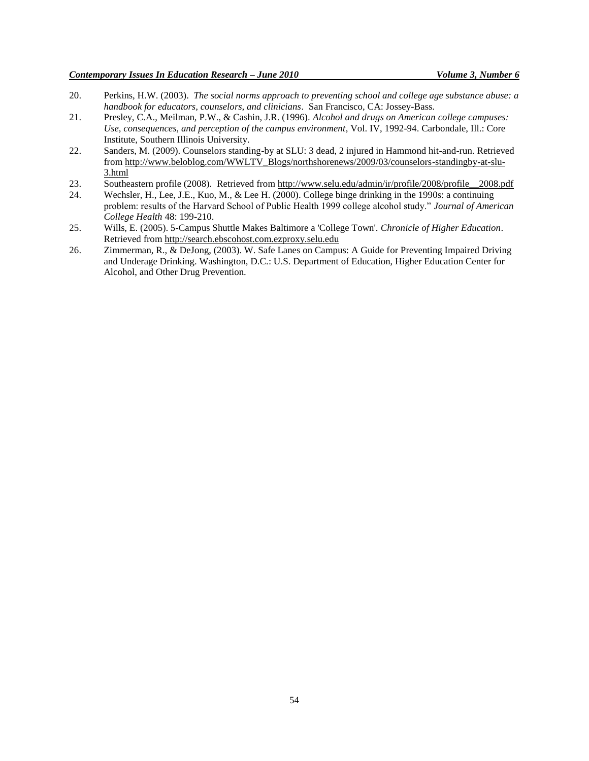20. Perkins, H.W. (2003). *The social norms approach to preventing school and college age substance abuse: a handbook for educators, counselors, and clinicians*. San Francisco, CA: Jossey-Bass.
21. Presley, C.A., Meilman, P.W., & Cashin, J.R. (1996). *Alcohol and drugs on American college campuses: Use, consequences, and perception of the campus environment*, Vol. IV, 1992-94. Carbondale, Ill.: Core Institute, Southern Illinois University.
22. Sanders, M. (2009). Counselors standing-by at SLU: 3 dead, 2 injured in Hammond hit-and-run. Retrieved from http://www.beloblog.com/WWLTV_Blogs/northshorenews/2009/03/counselors-standingby-at-slu-3.html
23. Southeastern profile (2008). Retrieved from http://www.selu.edu/admin/ir/profile/2008/profile__2008.pdf
24. Wechsler, H., Lee, J.E., Kuo, M., & Lee H. (2000). College binge drinking in the 1990s: a continuing problem: results of the Harvard School of Public Health 1999 college alcohol study." *Journal of American College Health* 48: 199-210.
25. Wills, E. (2005). 5-Campus Shuttle Makes Baltimore a 'College Town'. *Chronicle of Higher Education*. Retrieved from http://search.ebscohost.com.ezproxy.selu.edu
26. Zimmerman, R., & DeJong, (2003). W. Safe Lanes on Campus: A Guide for Preventing Impaired Driving and Underage Drinking. Washington, D.C.: U.S. Department of Education, Higher Education Center for Alcohol, and Other Drug Prevention.